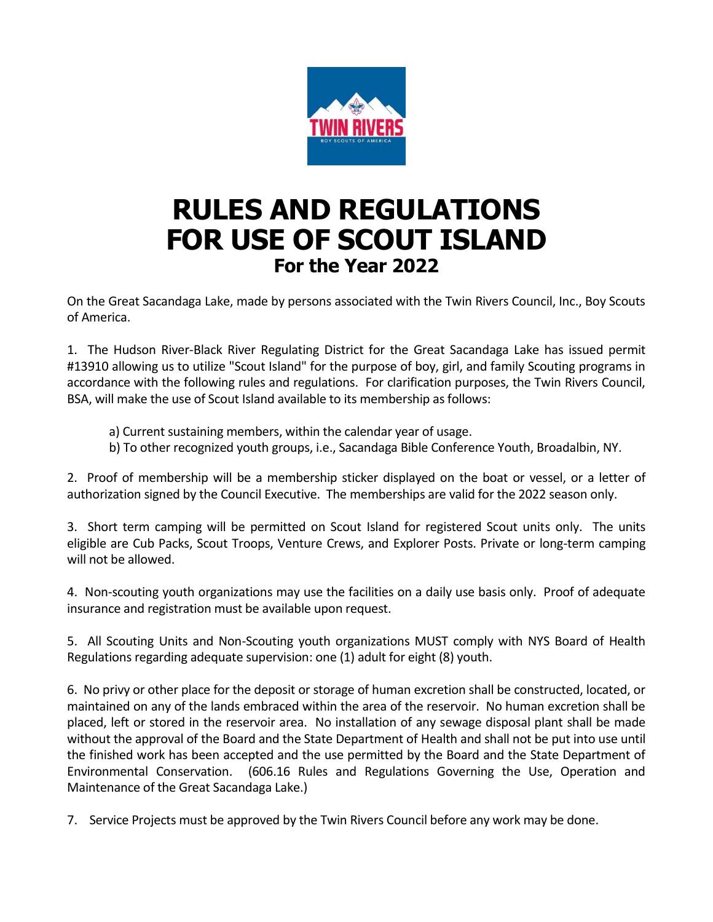# RULES AND REGULATIONS FOR USE OF SCOUT ISLAND

## For the Year 2022

On the Great Sacandaga Lake, made by persons associated with the Twin Rivers Council, Inc., Boy Scouts of America.

1. The Hudson River-Black River Regulating District for the Great Sacandaga Lake has issued permit #13910 allowing us to utilize "Scout Island" for the purpose of boy, girl, and family Scouting programs in accordance with the following rules and regulations. For clarification purposes, the Twin Rivers Council, BSA, will make the use of Scout Island available to its membership as follows:

   a) Current sustaining members, within the calendar year of usage.
   b) To other recognized youth groups, i.e., Sacandaga Bible Conference Youth, Broadalbin, NY.

2. Proof of membership will be a membership sticker displayed on the boat or vessel, or a letter of authorization signed by the Council Executive. The memberships are valid for the 2022 season only.

3. Short term camping will be permitted on Scout Island for registered Scout units only. The units eligible are Cub Packs, Scout Troops, Venture Crews, and Explorer Posts. Private or long-term camping will not be allowed.

4. Non-scouting youth organizations may use the facilities on a daily use basis only. Proof of adequate insurance and registration must be available upon request.

5. All Scouting Units and Non-Scouting youth organizations MUST comply with NYS Board of Health Regulations regarding adequate supervision: one (1) adult for eight (8) youth.

6. No privy or other place for the deposit or storage of human excretion shall be constructed, located, or maintained on any of the lands embraced within the area of the reservoir. No human excretion shall be placed, left or stored in the reservoir area. No installation of any sewage disposal plant shall be made without the approval of the Board and the State Department of Health and shall not be put into use until the finished work has been accepted and the use permitted by the Board and the State Department of Environmental Conservation. (606.16 Rules and Regulations Governing the Use, Operation and Maintenance of the Great Sacandaga Lake.)

7. Service Projects must be approved by the Twin Rivers Council before any work may be done.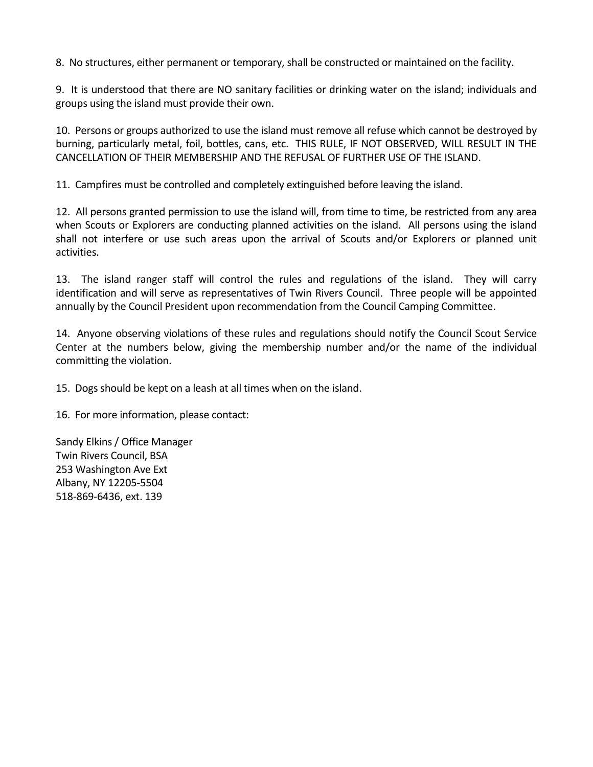8. No structures, either permanent or temporary, shall be constructed or maintained on the facility.

9. It is understood that there are NO sanitary facilities or drinking water on the island; individuals and groups using the island must provide their own.

10. Persons or groups authorized to use the island must remove all refuse which cannot be destroyed by burning, particularly metal, foil, bottles, cans, etc. THIS RULE, IF NOT OBSERVED, WILL RESULT IN THE CANCELLATION OF THEIR MEMBERSHIP AND THE REFUSAL OF FURTHER USE OF THE ISLAND.

11. Campfires must be controlled and completely extinguished before leaving the island.

12. All persons granted permission to use the island will, from time to time, be restricted from any area when Scouts or Explorers are conducting planned activities on the island. All persons using the island shall not interfere or use such areas upon the arrival of Scouts and/or Explorers or planned unit activities.

13. The island ranger staff will control the rules and regulations of the island. They will carry identification and will serve as representatives of Twin Rivers Council. Three people will be appointed annually by the Council President upon recommendation from the Council Camping Committee.

14. Anyone observing violations of these rules and regulations should notify the Council Scout Service Center at the numbers below, giving the membership number and/or the name of the individual committing the violation.

15. Dogs should be kept on a leash at all times when on the island.

16. For more information, please contact:

Sandy Elkins / Office Manager
Twin Rivers Council, BSA
253 Washington Ave Ext
Albany, NY 12205-5504
518-869-6436, ext. 139